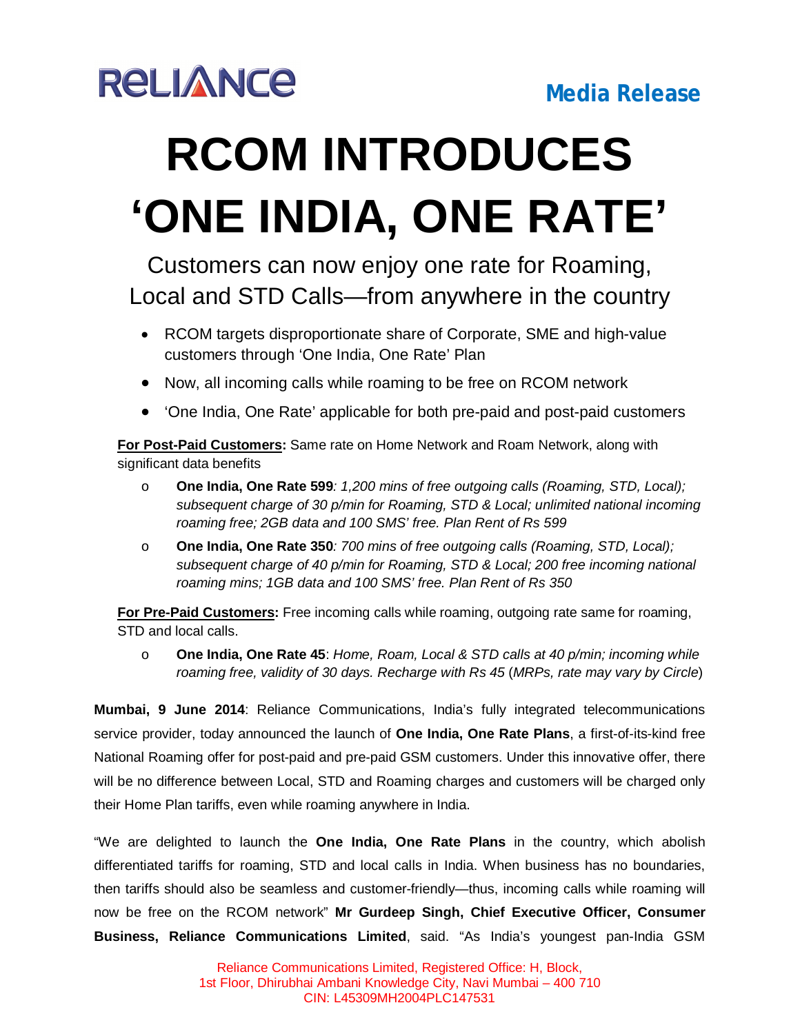RELIANCE

Media Release

# RCOM INTRODUCES 'ONE INDIA, ONE RATE'

## Customers can now enjoy one rate for Roaming, Local and STD Calls—from anywhere in the country

- RCOM targets disproportionate share of Corporate, SME and high-value customers through 'One India, One Rate' Plan
- Now, all incoming calls while roaming to be free on RCOM network
- 'One India, One Rate' applicable for both pre-paid and post-paid customers

**For Post-Paid Customers:** Same rate on Home Network and Roam Network, along with significant data benefits

- **One India, One Rate 599***: 1,200 mins of free outgoing calls (Roaming, STD, Local); subsequent charge of 30 p/min for Roaming, STD & Local; unlimited national incoming roaming free; 2GB data and 100 SMS' free. Plan Rent of Rs 599*
- **One India, One Rate 350***: 700 mins of free outgoing calls (Roaming, STD, Local); subsequent charge of 40 p/min for Roaming, STD & Local; 200 free incoming national roaming mins; 1GB data and 100 SMS' free. Plan Rent of Rs 350*

**For Pre-Paid Customers:** Free incoming calls while roaming, outgoing rate same for roaming, STD and local calls.

- **One India, One Rate 45**: *Home, Roam, Local & STD calls at 40 p/min; incoming while roaming free, validity of 30 days. Recharge with Rs 45* (*MRPs, rate may vary by Circle*)

**Mumbai, 9 June 2014**: Reliance Communications, India's fully integrated telecommunications service provider, today announced the launch of **One India, One Rate Plans**, a first-of-its-kind free National Roaming offer for post-paid and pre-paid GSM customers. Under this innovative offer, there will be no difference between Local, STD and Roaming charges and customers will be charged only their Home Plan tariffs, even while roaming anywhere in India.

"We are delighted to launch the **One India, One Rate Plans** in the country, which abolish differentiated tariffs for roaming, STD and local calls in India. When business has no boundaries, then tariffs should also be seamless and customer-friendly—thus, incoming calls while roaming will now be free on the RCOM network" **Mr Gurdeep Singh, Chief Executive Officer, Consumer Business, Reliance Communications Limited**, said. "As India's youngest pan-India GSM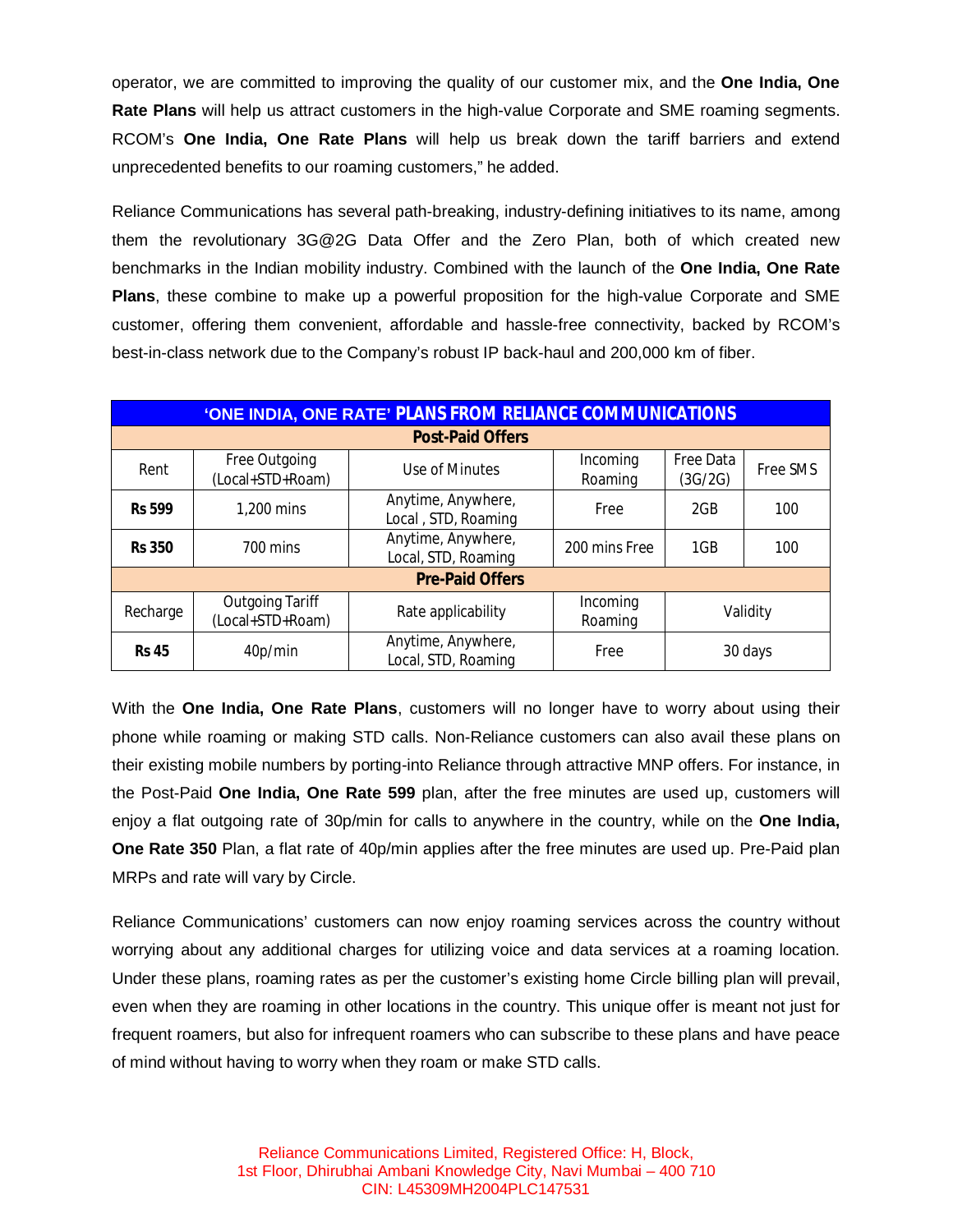operator, we are committed to improving the quality of our customer mix, and the **One India, One Rate Plans** will help us attract customers in the high-value Corporate and SME roaming segments. RCOM's **One India, One Rate Plans** will help us break down the tariff barriers and extend unprecedented benefits to our roaming customers," he added.

Reliance Communications has several path-breaking, industry-defining initiatives to its name, among them the revolutionary 3G@2G Data Offer and the Zero Plan, both of which created new benchmarks in the Indian mobility industry. Combined with the launch of the **One India, One Rate Plans**, these combine to make up a powerful proposition for the high-value Corporate and SME customer, offering them convenient, affordable and hassle-free connectivity, backed by RCOM's best-in-class network due to the Company's robust IP back-haul and 200,000 km of fiber.

| 'ONE INDIA, ONE RATE' PLANS FROM RELIANCE COMMUNICATIONS | | | | | |
|---|---|---|---|---|---|
| **Post-Paid Offers** | | | | | |
| Rent | Free Outgoing (Local+STD+Roam) | Use of Minutes | Incoming Roaming | Free Data (3G/2G) | Free SMS |
| **Rs 599** | 1,200 mins | Anytime, Anywhere, Local , STD, Roaming | Free | 2GB | 100 |
| **Rs 350** | 700 mins | Anytime, Anywhere, Local, STD, Roaming | 200 mins Free | 1GB | 100 |
| **Pre-Paid Offers** | | | | | |
| Recharge | Outgoing Tariff (Local+STD+Roam) | Rate applicability | Incoming Roaming | Validity | |
| **Rs 45** | 40p/min | Anytime, Anywhere, Local, STD, Roaming | Free | 30 days | |

With the **One India, One Rate Plans**, customers will no longer have to worry about using their phone while roaming or making STD calls. Non-Reliance customers can also avail these plans on their existing mobile numbers by porting-into Reliance through attractive MNP offers. For instance, in the Post-Paid **One India, One Rate 599** plan, after the free minutes are used up, customers will enjoy a flat outgoing rate of 30p/min for calls to anywhere in the country, while on the **One India, One Rate 350** Plan, a flat rate of 40p/min applies after the free minutes are used up. Pre-Paid plan MRPs and rate will vary by Circle.

Reliance Communications' customers can now enjoy roaming services across the country without worrying about any additional charges for utilizing voice and data services at a roaming location. Under these plans, roaming rates as per the customer's existing home Circle billing plan will prevail, even when they are roaming in other locations in the country. This unique offer is meant not just for frequent roamers, but also for infrequent roamers who can subscribe to these plans and have peace of mind without having to worry when they roam or make STD calls.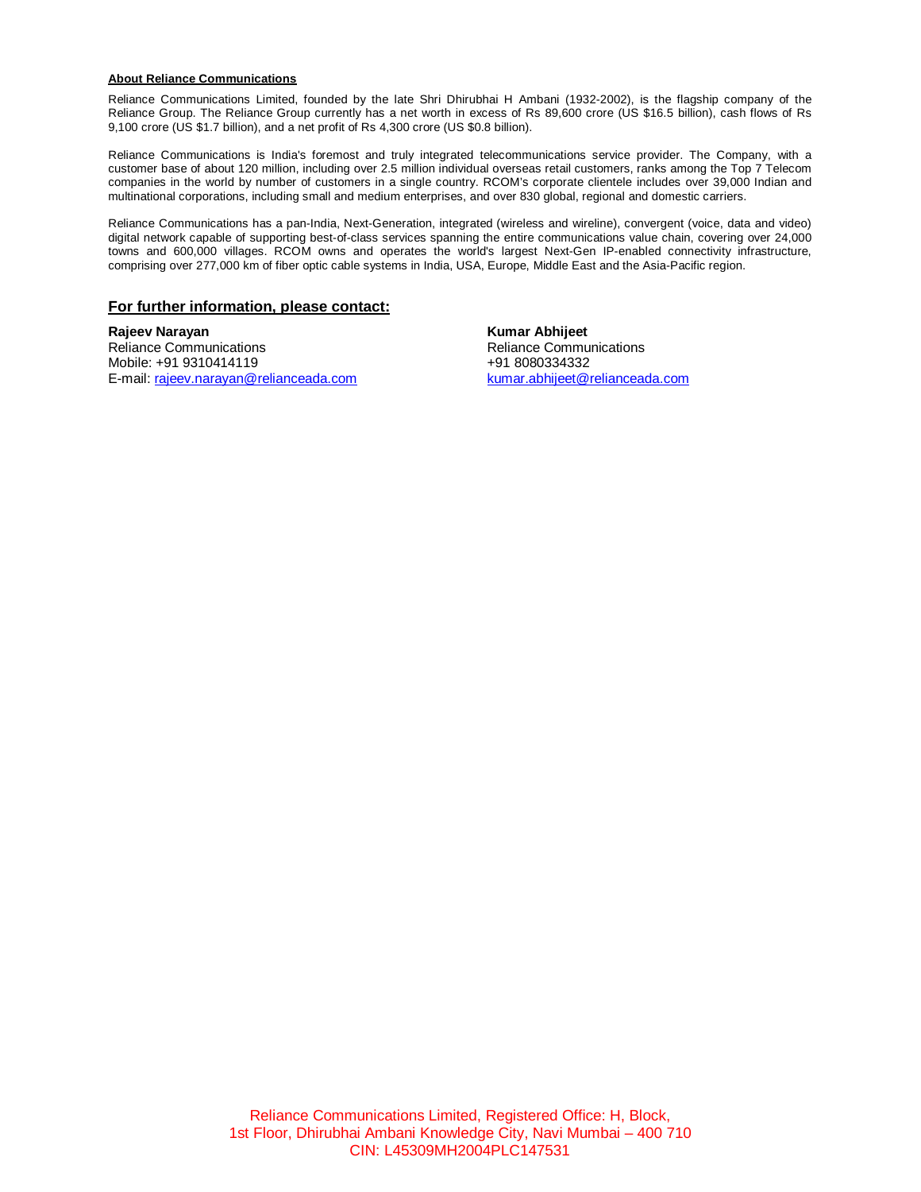**About Reliance Communications**

Reliance Communications Limited, founded by the late Shri Dhirubhai H Ambani (1932-2002), is the flagship company of the Reliance Group. The Reliance Group currently has a net worth in excess of Rs 89,600 crore (US $16.5 billion), cash flows of Rs 9,100 crore (US $1.7 billion), and a net profit of Rs 4,300 crore (US $0.8 billion).

Reliance Communications is India's foremost and truly integrated telecommunications service provider. The Company, with a customer base of about 120 million, including over 2.5 million individual overseas retail customers, ranks among the Top 7 Telecom companies in the world by number of customers in a single country. RCOM's corporate clientele includes over 39,000 Indian and multinational corporations, including small and medium enterprises, and over 830 global, regional and domestic carriers.

Reliance Communications has a pan-India, Next-Generation, integrated (wireless and wireline), convergent (voice, data and video) digital network capable of supporting best-of-class services spanning the entire communications value chain, covering over 24,000 towns and 600,000 villages. RCOM owns and operates the world's largest Next-Gen IP-enabled connectivity infrastructure, comprising over 277,000 km of fiber optic cable systems in India, USA, Europe, Middle East and the Asia-Pacific region.

## For further information, please contact:

**Rajeev Narayan**
Reliance Communications
Mobile: +91 9310414119
E-mail: rajeev.narayan@relianceada.com

**Kumar Abhijeet**
Reliance Communications
+91 8080334332
kumar.abhijeet@relianceada.com

Reliance Communications Limited, Registered Office: H, Block,
1st Floor, Dhirubhai Ambani Knowledge City, Navi Mumbai – 400 710
CIN: L45309MH2004PLC147531